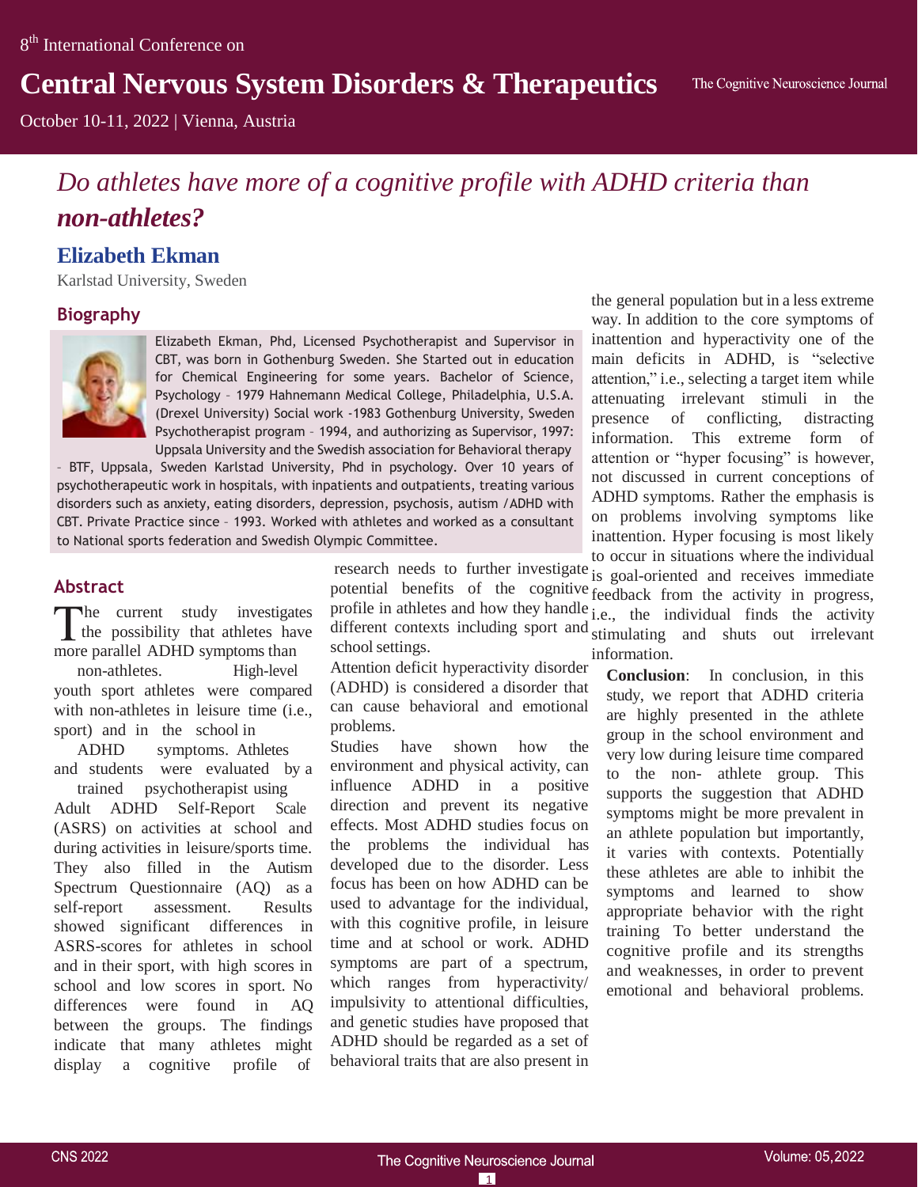# Do athletes have more of a cognitive profile with ADHD criteria than non-athletes?

## Elizabeth Ekman

Karlstad University, Sweden

### Biography

Elizabeth Ekman, Phd, Licensed Psychotherapist and Supervisor in CBT, was born in Gothenburg Sweden. She Started out in education for Chemical Engineering for some years. Bachelor of Science, Psychology – 1979 Hahnemann Medical College, Philadelphia, U.S.A. (Drexel University) Social work -1983 Gothenburg University, Sweden Psychotherapist program – 1994, and authorizing as Supervisor, 1997: Uppsala University and the Swedish association for Behavioral therapy – BTF, Uppsala, Sweden Karlstad University, Phd in psychology. Over 10 years of psychotherapeutic work in hospitals, with inpatients and outpatients, treating various disorders such as anxiety, eating disorders, depression, psychosis, autism / ADHD with CBT. Private Practice since – 1993. Worked with athletes and worked as a consultant to National sports federation and Swedish Olympic Committee.

### Abstract

The current study investigates the possibility that athletes have more parallel ADHD symptoms than non-athletes. High-level youth sport athletes were compared with non-athletes in leisure time (i.e., sport) and in the school in ADHD symptoms. Athletes and students were evaluated by a trained psychotherapist using Adult ADHD Self-Report Scale (ASRS) on activities at school and during activities in leisure/sports time. They also filled in the Autism Spectrum Questionnaire (AQ) as a self-report assessment. Results showed significant differences in ASRS-scores for athletes in school and in their sport, with high scores in school and low scores in sport. No differences were found in AQ between the groups. The findings indicate that many athletes might display a cognitive profile of research needs to further investigate potential benefits of the cognitive profile in athletes and how they handle different contexts including sport and school settings.

Attention deficit hyperactivity disorder (ADHD) is considered a disorder that can cause behavioral and emotional problems.

Studies have shown how the environment and physical activity, can influence ADHD in a positive direction and prevent its negative effects. Most ADHD studies focus on the problems the individual has developed due to the disorder. Less focus has been on how ADHD can be used to advantage for the individual, with this cognitive profile, in leisure time and at school or work. ADHD symptoms are part of a spectrum, which ranges from hyperactivity/ impulsivity to attentional difficulties, and genetic studies have proposed that ADHD should be regarded as a set of behavioral traits that are also present in the general population but in a less extreme way. In addition to the core symptoms of inattention and hyperactivity one of the main deficits in ADHD, is "selective attention," i.e., selecting a target item while attenuating irrelevant stimuli in the presence of conflicting, distracting information. This extreme form of attention or "hyper focusing" is however, not discussed in current conceptions of ADHD symptoms. Rather the emphasis is on problems involving symptoms like inattention. Hyper focusing is most likely to occur in situations where the individual is goal-oriented and receives immediate feedback from the activity in progress, i.e., the individual finds the activity stimulating and shuts out irrelevant information.

**Conclusion**: In conclusion, in this study, we report that ADHD criteria are highly presented in the athlete group in the school environment and very low during leisure time compared to the non- athlete group. This supports the suggestion that ADHD symptoms might be more prevalent in an athlete population but importantly, it varies with contexts. Potentially these athletes are able to inhibit the symptoms and learned to show appropriate behavior with the right training To better understand the cognitive profile and its strengths and weaknesses, in order to prevent emotional and behavioral problems.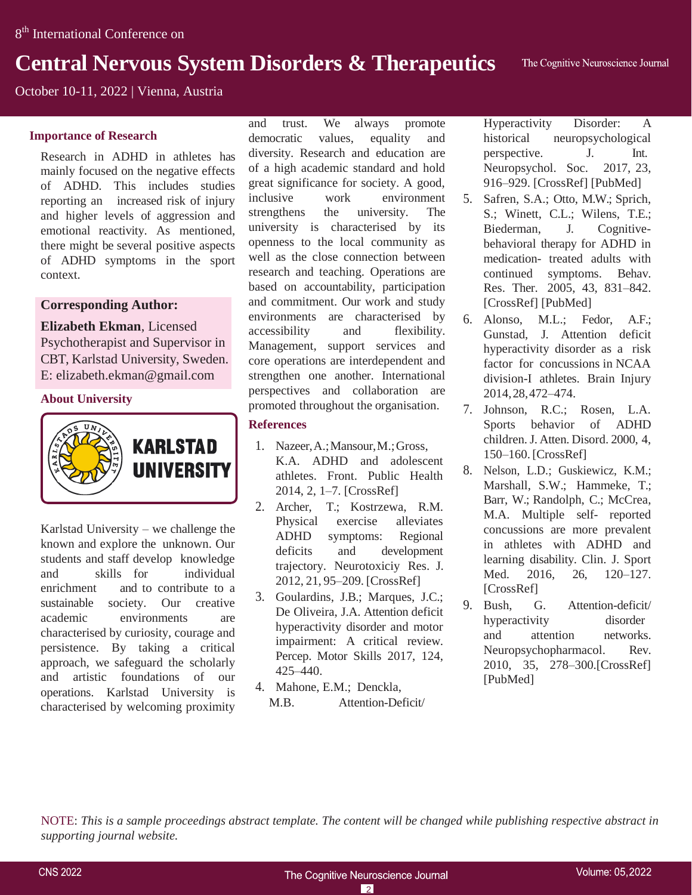## Importance of Research

Research in ADHD in athletes has mainly focused on the negative effects of ADHD. This includes studies reporting an increased risk of injury and higher levels of aggression and emotional reactivity. As mentioned, there might be several positive aspects of ADHD symptoms in the sport context.

**Corresponding Author:**

**Elizabeth Ekman**, Licensed Psychotherapist and Supervisor in CBT, Karlstad University, Sweden.
E: elizabeth.ekman@gmail.com

## About University

KARLSTAD UNIVERSITY

Karlstad University – we challenge the known and explore the unknown. Our students and staff develop knowledge and skills for individual enrichment and to contribute to a sustainable society. Our creative academic environments are characterised by curiosity, courage and persistence. By taking a critical approach, we safeguard the scholarly and artistic foundations of our operations. Karlstad University is characterised by welcoming proximity and trust. We always promote democratic values, equality and diversity. Research and education are of a high academic standard and hold great significance for society. A good, inclusive work environment strengthens the university. The university is characterised by its openness to the local community as well as the close connection between research and teaching. Operations are based on accountability, participation and commitment. Our work and study environments are characterised by accessibility and flexibility. Management, support services and core operations are interdependent and strengthen one another. International perspectives and collaboration are promoted throughout the organisation.

## References

1. Nazeer, A.; Mansour, M.; Gross, K.A. ADHD and adolescent athletes. Front. Public Health 2014, 2, 1–7. [CrossRef]
2. Archer, T.; Kostrzewa, R.M. Physical exercise alleviates ADHD symptoms: Regional deficits and development trajectory. Neurotoxiciy Res. J. 2012, 21, 95–209. [CrossRef]
3. Goulardins, J.B.; Marques, J.C.; De Oliveira, J.A. Attention deficit hyperactivity disorder and motor impairment: A critical review. Percep. Motor Skills 2017, 124, 425–440.
4. Mahone, E.M.; Denckla, M.B. Attention-Deficit/ Hyperactivity Disorder: A historical neuropsychological perspective. J. Int. Neuropsychol. Soc. 2017, 23, 916–929. [CrossRef] [PubMed]
5. Safren, S.A.; Otto, M.W.; Sprich, S.; Winett, C.L.; Wilens, T.E.; Biederman, J. Cognitive-behavioral therapy for ADHD in medication- treated adults with continued symptoms. Behav. Res. Ther. 2005, 43, 831–842. [CrossRef] [PubMed]
6. Alonso, M.L.; Fedor, A.F.; Gunstad, J. Attention deficit hyperactivity disorder as a risk factor for concussions in NCAA division-I athletes. Brain Injury 2014, 28, 472–474.
7. Johnson, R.C.; Rosen, L.A. Sports behavior of ADHD children. J. Atten. Disord. 2000, 4, 150–160. [CrossRef]
8. Nelson, L.D.; Guskiewicz, K.M.; Marshall, S.W.; Hammeke, T.; Barr, W.; Randolph, C.; McCrea, M.A. Multiple self- reported concussions are more prevalent in athletes with ADHD and learning disability. Clin. J. Sport Med. 2016, 26, 120–127. [CrossRef]
9. Bush, G. Attention-deficit/ hyperactivity disorder and attention networks. Neuropsychopharmacol. Rev. 2010, 35, 278–300.[CrossRef] [PubMed]

NOTE: *This is a sample proceedings abstract template. The content will be changed while publishing respective abstract in supporting journal website.*